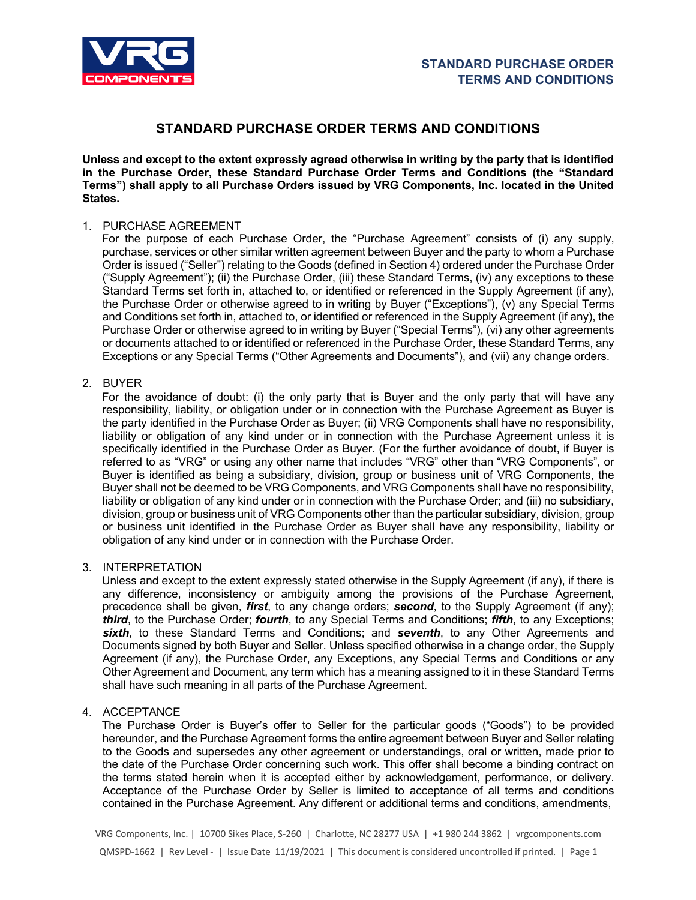# STANDARD PURCHASE ORDER TERMS AND CONDITIONS

**Unless and except to the extent expressly agreed otherwise in writing by the party that is identified in the Purchase Order, these Standard Purchase Order Terms and Conditions (the "Standard Terms") shall apply to all Purchase Orders issued by VRG Components, Inc. located in the United States.**

1. PURCHASE AGREEMENT

   For the purpose of each Purchase Order, the "Purchase Agreement" consists of (i) any supply, purchase, services or other similar written agreement between Buyer and the party to whom a Purchase Order is issued ("Seller") relating to the Goods (defined in Section 4) ordered under the Purchase Order ("Supply Agreement"); (ii) the Purchase Order, (iii) these Standard Terms, (iv) any exceptions to these Standard Terms set forth in, attached to, or identified or referenced in the Supply Agreement (if any), the Purchase Order or otherwise agreed to in writing by Buyer ("Exceptions"), (v) any Special Terms and Conditions set forth in, attached to, or identified or referenced in the Supply Agreement (if any), the Purchase Order or otherwise agreed to in writing by Buyer ("Special Terms"), (vi) any other agreements or documents attached to or identified or referenced in the Purchase Order, these Standard Terms, any Exceptions or any Special Terms ("Other Agreements and Documents"), and (vii) any change orders.

2. BUYER

   For the avoidance of doubt: (i) the only party that is Buyer and the only party that will have any responsibility, liability, or obligation under or in connection with the Purchase Agreement as Buyer is the party identified in the Purchase Order as Buyer; (ii) VRG Components shall have no responsibility, liability or obligation of any kind under or in connection with the Purchase Agreement unless it is specifically identified in the Purchase Order as Buyer. (For the further avoidance of doubt, if Buyer is referred to as "VRG" or using any other name that includes "VRG" other than "VRG Components", or Buyer is identified as being a subsidiary, division, group or business unit of VRG Components, the Buyer shall not be deemed to be VRG Components, and VRG Components shall have no responsibility, liability or obligation of any kind under or in connection with the Purchase Order; and (iii) no subsidiary, division, group or business unit of VRG Components other than the particular subsidiary, division, group or business unit identified in the Purchase Order as Buyer shall have any responsibility, liability or obligation of any kind under or in connection with the Purchase Order.

3. INTERPRETATION

   Unless and except to the extent expressly stated otherwise in the Supply Agreement (if any), if there is any difference, inconsistency or ambiguity among the provisions of the Purchase Agreement, precedence shall be given, ***first***, to any change orders; ***second***, to the Supply Agreement (if any); ***third***, to the Purchase Order; ***fourth***, to any Special Terms and Conditions; ***fifth***, to any Exceptions; ***sixth***, to these Standard Terms and Conditions; and ***seventh***, to any Other Agreements and Documents signed by both Buyer and Seller. Unless specified otherwise in a change order, the Supply Agreement (if any), the Purchase Order, any Exceptions, any Special Terms and Conditions or any Other Agreement and Document, any term which has a meaning assigned to it in these Standard Terms shall have such meaning in all parts of the Purchase Agreement.

4. ACCEPTANCE

   The Purchase Order is Buyer's offer to Seller for the particular goods ("Goods") to be provided hereunder, and the Purchase Agreement forms the entire agreement between Buyer and Seller relating to the Goods and supersedes any other agreement or understandings, oral or written, made prior to the date of the Purchase Order concerning such work. This offer shall become a binding contract on the terms stated herein when it is accepted either by acknowledgement, performance, or delivery. Acceptance of the Purchase Order by Seller is limited to acceptance of all terms and conditions contained in the Purchase Agreement. Any different or additional terms and conditions, amendments,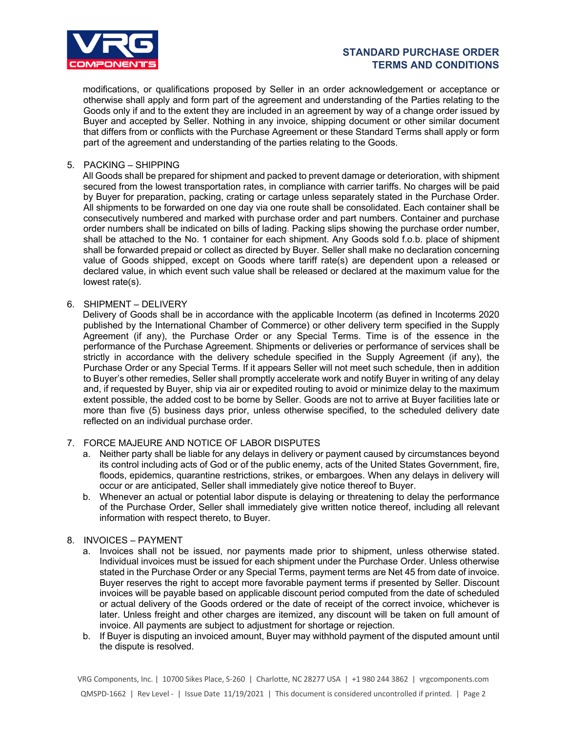modifications, or qualifications proposed by Seller in an order acknowledgement or acceptance or otherwise shall apply and form part of the agreement and understanding of the Parties relating to the Goods only if and to the extent they are included in an agreement by way of a change order issued by Buyer and accepted by Seller. Nothing in any invoice, shipping document or other similar document that differs from or conflicts with the Purchase Agreement or these Standard Terms shall apply or form part of the agreement and understanding of the parties relating to the Goods.

5. PACKING – SHIPPING

   All Goods shall be prepared for shipment and packed to prevent damage or deterioration, with shipment secured from the lowest transportation rates, in compliance with carrier tariffs. No charges will be paid by Buyer for preparation, packing, crating or cartage unless separately stated in the Purchase Order. All shipments to be forwarded on one day via one route shall be consolidated. Each container shall be consecutively numbered and marked with purchase order and part numbers. Container and purchase order numbers shall be indicated on bills of lading. Packing slips showing the purchase order number, shall be attached to the No. 1 container for each shipment. Any Goods sold f.o.b. place of shipment shall be forwarded prepaid or collect as directed by Buyer. Seller shall make no declaration concerning value of Goods shipped, except on Goods where tariff rate(s) are dependent upon a released or declared value, in which event such value shall be released or declared at the maximum value for the lowest rate(s).

6. SHIPMENT – DELIVERY

   Delivery of Goods shall be in accordance with the applicable Incoterm (as defined in Incoterms 2020 published by the International Chamber of Commerce) or other delivery term specified in the Supply Agreement (if any), the Purchase Order or any Special Terms. Time is of the essence in the performance of the Purchase Agreement. Shipments or deliveries or performance of services shall be strictly in accordance with the delivery schedule specified in the Supply Agreement (if any), the Purchase Order or any Special Terms. If it appears Seller will not meet such schedule, then in addition to Buyer's other remedies, Seller shall promptly accelerate work and notify Buyer in writing of any delay and, if requested by Buyer, ship via air or expedited routing to avoid or minimize delay to the maximum extent possible, the added cost to be borne by Seller. Goods are not to arrive at Buyer facilities late or more than five (5) business days prior, unless otherwise specified, to the scheduled delivery date reflected on an individual purchase order.

7. FORCE MAJEURE AND NOTICE OF LABOR DISPUTES

   a. Neither party shall be liable for any delays in delivery or payment caused by circumstances beyond its control including acts of God or of the public enemy, acts of the United States Government, fire, floods, epidemics, quarantine restrictions, strikes, or embargoes. When any delays in delivery will occur or are anticipated, Seller shall immediately give notice thereof to Buyer.
   b. Whenever an actual or potential labor dispute is delaying or threatening to delay the performance of the Purchase Order, Seller shall immediately give written notice thereof, including all relevant information with respect thereto, to Buyer.

8. INVOICES – PAYMENT

   a. Invoices shall not be issued, nor payments made prior to shipment, unless otherwise stated. Individual invoices must be issued for each shipment under the Purchase Order. Unless otherwise stated in the Purchase Order or any Special Terms, payment terms are Net 45 from date of invoice. Buyer reserves the right to accept more favorable payment terms if presented by Seller. Discount invoices will be payable based on applicable discount period computed from the date of scheduled or actual delivery of the Goods ordered or the date of receipt of the correct invoice, whichever is later. Unless freight and other charges are itemized, any discount will be taken on full amount of invoice. All payments are subject to adjustment for shortage or rejection.
   b. If Buyer is disputing an invoiced amount, Buyer may withhold payment of the disputed amount until the dispute is resolved.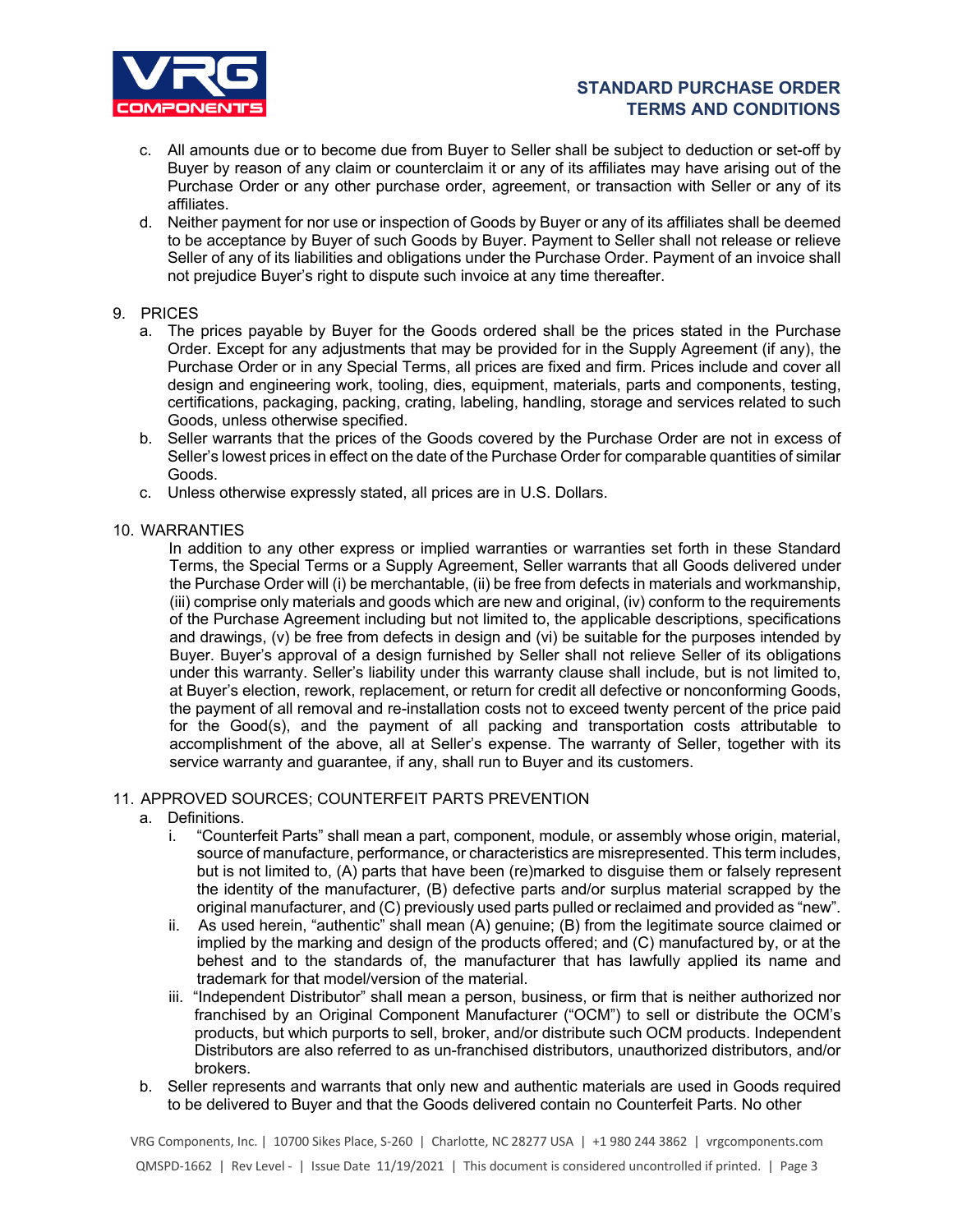c. All amounts due or to become due from Buyer to Seller shall be subject to deduction or set-off by Buyer by reason of any claim or counterclaim it or any of its affiliates may have arising out of the Purchase Order or any other purchase order, agreement, or transaction with Seller or any of its affiliates.

d. Neither payment for nor use or inspection of Goods by Buyer or any of its affiliates shall be deemed to be acceptance by Buyer of such Goods by Buyer. Payment to Seller shall not release or relieve Seller of any of its liabilities and obligations under the Purchase Order. Payment of an invoice shall not prejudice Buyer's right to dispute such invoice at any time thereafter.

9. PRICES

a. The prices payable by Buyer for the Goods ordered shall be the prices stated in the Purchase Order. Except for any adjustments that may be provided for in the Supply Agreement (if any), the Purchase Order or in any Special Terms, all prices are fixed and firm. Prices include and cover all design and engineering work, tooling, dies, equipment, materials, parts and components, testing, certifications, packaging, packing, crating, labeling, handling, storage and services related to such Goods, unless otherwise specified.

b. Seller warrants that the prices of the Goods covered by the Purchase Order are not in excess of Seller's lowest prices in effect on the date of the Purchase Order for comparable quantities of similar Goods.

c. Unless otherwise expressly stated, all prices are in U.S. Dollars.

10. WARRANTIES

In addition to any other express or implied warranties or warranties set forth in these Standard Terms, the Special Terms or a Supply Agreement, Seller warrants that all Goods delivered under the Purchase Order will (i) be merchantable, (ii) be free from defects in materials and workmanship, (iii) comprise only materials and goods which are new and original, (iv) conform to the requirements of the Purchase Agreement including but not limited to, the applicable descriptions, specifications and drawings, (v) be free from defects in design and (vi) be suitable for the purposes intended by Buyer. Buyer's approval of a design furnished by Seller shall not relieve Seller of its obligations under this warranty. Seller's liability under this warranty clause shall include, but is not limited to, at Buyer's election, rework, replacement, or return for credit all defective or nonconforming Goods, the payment of all removal and re-installation costs not to exceed twenty percent of the price paid for the Good(s), and the payment of all packing and transportation costs attributable to accomplishment of the above, all at Seller's expense. The warranty of Seller, together with its service warranty and guarantee, if any, shall run to Buyer and its customers.

11. APPROVED SOURCES; COUNTERFEIT PARTS PREVENTION

a. Definitions.

i. "Counterfeit Parts" shall mean a part, component, module, or assembly whose origin, material, source of manufacture, performance, or characteristics are misrepresented. This term includes, but is not limited to, (A) parts that have been (re)marked to disguise them or falsely represent the identity of the manufacturer, (B) defective parts and/or surplus material scrapped by the original manufacturer, and (C) previously used parts pulled or reclaimed and provided as "new".

ii. As used herein, "authentic" shall mean (A) genuine; (B) from the legitimate source claimed or implied by the marking and design of the products offered; and (C) manufactured by, or at the behest and to the standards of, the manufacturer that has lawfully applied its name and trademark for that model/version of the material.

iii. "Independent Distributor" shall mean a person, business, or firm that is neither authorized nor franchised by an Original Component Manufacturer ("OCM") to sell or distribute the OCM's products, but which purports to sell, broker, and/or distribute such OCM products. Independent Distributors are also referred to as un-franchised distributors, unauthorized distributors, and/or brokers.

b. Seller represents and warrants that only new and authentic materials are used in Goods required to be delivered to Buyer and that the Goods delivered contain no Counterfeit Parts. No other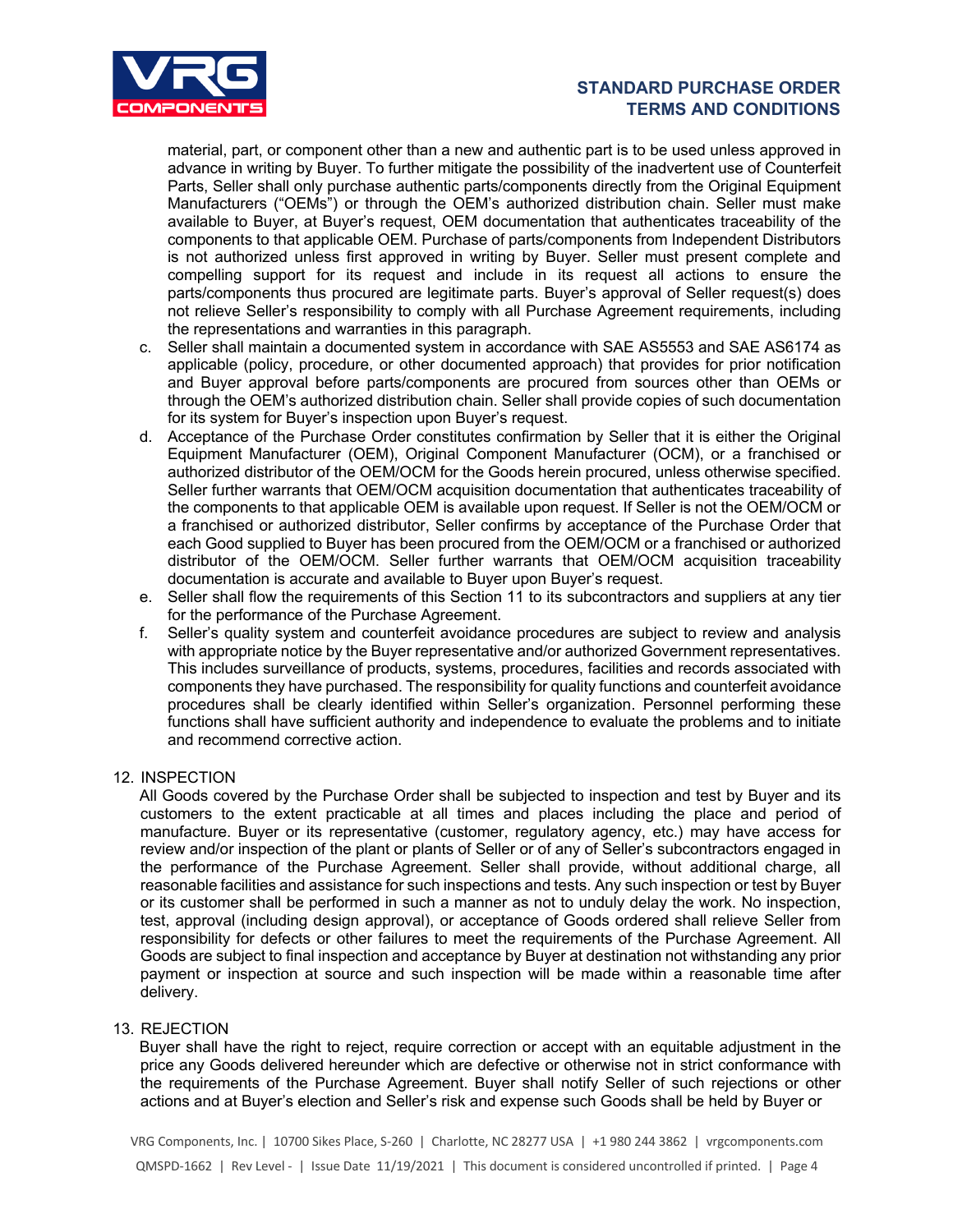material, part, or component other than a new and authentic part is to be used unless approved in advance in writing by Buyer. To further mitigate the possibility of the inadvertent use of Counterfeit Parts, Seller shall only purchase authentic parts/components directly from the Original Equipment Manufacturers ("OEMs") or through the OEM's authorized distribution chain. Seller must make available to Buyer, at Buyer's request, OEM documentation that authenticates traceability of the components to that applicable OEM. Purchase of parts/components from Independent Distributors is not authorized unless first approved in writing by Buyer. Seller must present complete and compelling support for its request and include in its request all actions to ensure the parts/components thus procured are legitimate parts. Buyer's approval of Seller request(s) does not relieve Seller's responsibility to comply with all Purchase Agreement requirements, including the representations and warranties in this paragraph.

c. Seller shall maintain a documented system in accordance with SAE AS5553 and SAE AS6174 as applicable (policy, procedure, or other documented approach) that provides for prior notification and Buyer approval before parts/components are procured from sources other than OEMs or through the OEM's authorized distribution chain. Seller shall provide copies of such documentation for its system for Buyer's inspection upon Buyer's request.

d. Acceptance of the Purchase Order constitutes confirmation by Seller that it is either the Original Equipment Manufacturer (OEM), Original Component Manufacturer (OCM), or a franchised or authorized distributor of the OEM/OCM for the Goods herein procured, unless otherwise specified. Seller further warrants that OEM/OCM acquisition documentation that authenticates traceability of the components to that applicable OEM is available upon request. If Seller is not the OEM/OCM or a franchised or authorized distributor, Seller confirms by acceptance of the Purchase Order that each Good supplied to Buyer has been procured from the OEM/OCM or a franchised or authorized distributor of the OEM/OCM. Seller further warrants that OEM/OCM acquisition traceability documentation is accurate and available to Buyer upon Buyer's request.

e. Seller shall flow the requirements of this Section 11 to its subcontractors and suppliers at any tier for the performance of the Purchase Agreement.

f. Seller's quality system and counterfeit avoidance procedures are subject to review and analysis with appropriate notice by the Buyer representative and/or authorized Government representatives. This includes surveillance of products, systems, procedures, facilities and records associated with components they have purchased. The responsibility for quality functions and counterfeit avoidance procedures shall be clearly identified within Seller's organization. Personnel performing these functions shall have sufficient authority and independence to evaluate the problems and to initiate and recommend corrective action.

12. INSPECTION

All Goods covered by the Purchase Order shall be subjected to inspection and test by Buyer and its customers to the extent practicable at all times and places including the place and period of manufacture. Buyer or its representative (customer, regulatory agency, etc.) may have access for review and/or inspection of the plant or plants of Seller or of any of Seller's subcontractors engaged in the performance of the Purchase Agreement. Seller shall provide, without additional charge, all reasonable facilities and assistance for such inspections and tests. Any such inspection or test by Buyer or its customer shall be performed in such a manner as not to unduly delay the work. No inspection, test, approval (including design approval), or acceptance of Goods ordered shall relieve Seller from responsibility for defects or other failures to meet the requirements of the Purchase Agreement. All Goods are subject to final inspection and acceptance by Buyer at destination not withstanding any prior payment or inspection at source and such inspection will be made within a reasonable time after delivery.

13. REJECTION

Buyer shall have the right to reject, require correction or accept with an equitable adjustment in the price any Goods delivered hereunder which are defective or otherwise not in strict conformance with the requirements of the Purchase Agreement. Buyer shall notify Seller of such rejections or other actions and at Buyer's election and Seller's risk and expense such Goods shall be held by Buyer or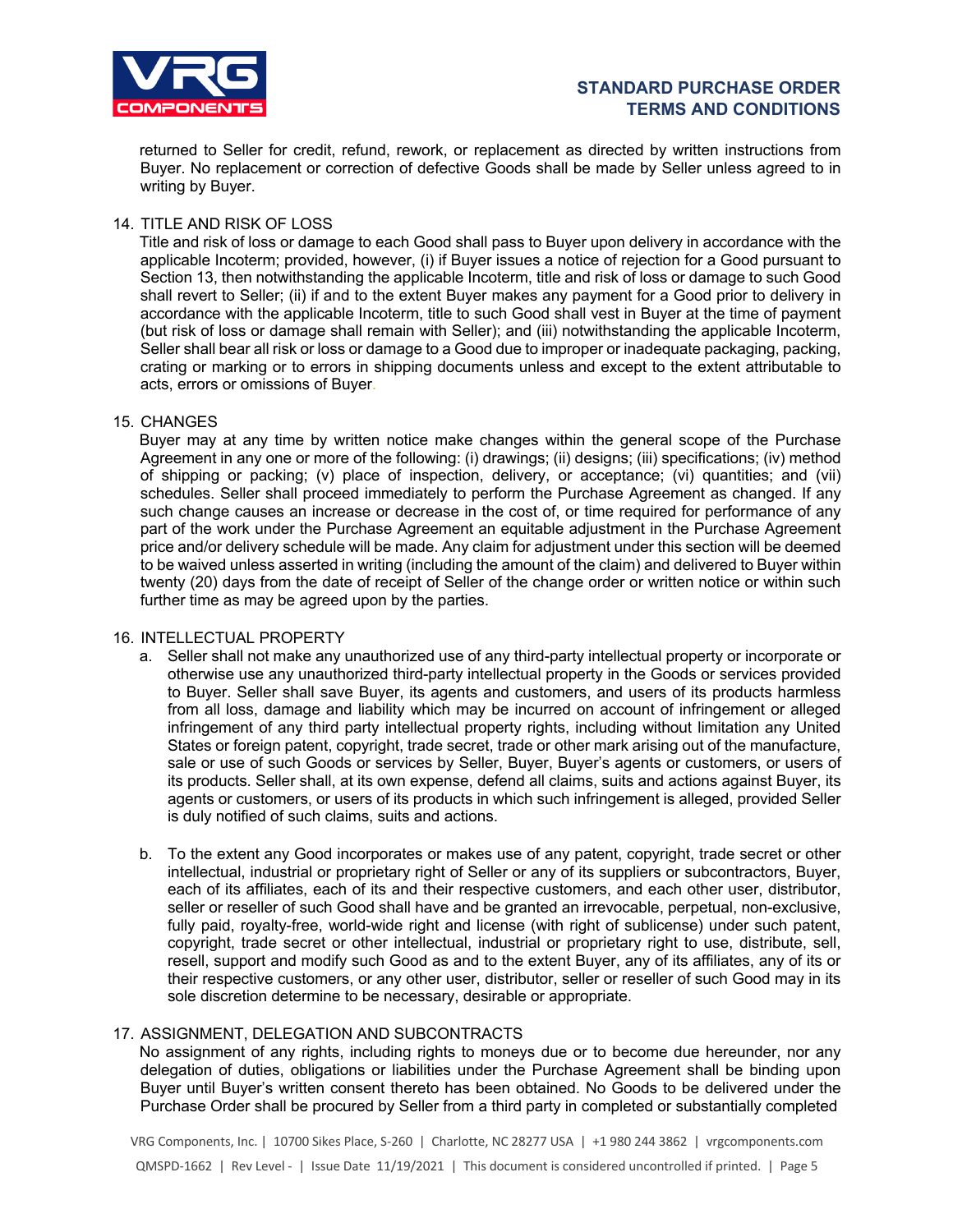returned to Seller for credit, refund, rework, or replacement as directed by written instructions from Buyer. No replacement or correction of defective Goods shall be made by Seller unless agreed to in writing by Buyer.

14. TITLE AND RISK OF LOSS

Title and risk of loss or damage to each Good shall pass to Buyer upon delivery in accordance with the applicable Incoterm; provided, however, (i) if Buyer issues a notice of rejection for a Good pursuant to Section 13, then notwithstanding the applicable Incoterm, title and risk of loss or damage to such Good shall revert to Seller; (ii) if and to the extent Buyer makes any payment for a Good prior to delivery in accordance with the applicable Incoterm, title to such Good shall vest in Buyer at the time of payment (but risk of loss or damage shall remain with Seller); and (iii) notwithstanding the applicable Incoterm, Seller shall bear all risk or loss or damage to a Good due to improper or inadequate packaging, packing, crating or marking or to errors in shipping documents unless and except to the extent attributable to acts, errors or omissions of Buyer.

15. CHANGES

Buyer may at any time by written notice make changes within the general scope of the Purchase Agreement in any one or more of the following: (i) drawings; (ii) designs; (iii) specifications; (iv) method of shipping or packing; (v) place of inspection, delivery, or acceptance; (vi) quantities; and (vii) schedules. Seller shall proceed immediately to perform the Purchase Agreement as changed. If any such change causes an increase or decrease in the cost of, or time required for performance of any part of the work under the Purchase Agreement an equitable adjustment in the Purchase Agreement price and/or delivery schedule will be made. Any claim for adjustment under this section will be deemed to be waived unless asserted in writing (including the amount of the claim) and delivered to Buyer within twenty (20) days from the date of receipt of Seller of the change order or written notice or within such further time as may be agreed upon by the parties.

16. INTELLECTUAL PROPERTY

a. Seller shall not make any unauthorized use of any third-party intellectual property or incorporate or otherwise use any unauthorized third-party intellectual property in the Goods or services provided to Buyer. Seller shall save Buyer, its agents and customers, and users of its products harmless from all loss, damage and liability which may be incurred on account of infringement or alleged infringement of any third party intellectual property rights, including without limitation any United States or foreign patent, copyright, trade secret, trade or other mark arising out of the manufacture, sale or use of such Goods or services by Seller, Buyer, Buyer's agents or customers, or users of its products. Seller shall, at its own expense, defend all claims, suits and actions against Buyer, its agents or customers, or users of its products in which such infringement is alleged, provided Seller is duly notified of such claims, suits and actions.

b. To the extent any Good incorporates or makes use of any patent, copyright, trade secret or other intellectual, industrial or proprietary right of Seller or any of its suppliers or subcontractors, Buyer, each of its affiliates, each of its and their respective customers, and each other user, distributor, seller or reseller of such Good shall have and be granted an irrevocable, perpetual, non-exclusive, fully paid, royalty-free, world-wide right and license (with right of sublicense) under such patent, copyright, trade secret or other intellectual, industrial or proprietary right to use, distribute, sell, resell, support and modify such Good as and to the extent Buyer, any of its affiliates, any of its or their respective customers, or any other user, distributor, seller or reseller of such Good may in its sole discretion determine to be necessary, desirable or appropriate.

17. ASSIGNMENT, DELEGATION AND SUBCONTRACTS

No assignment of any rights, including rights to moneys due or to become due hereunder, nor any delegation of duties, obligations or liabilities under the Purchase Agreement shall be binding upon Buyer until Buyer's written consent thereto has been obtained. No Goods to be delivered under the Purchase Order shall be procured by Seller from a third party in completed or substantially completed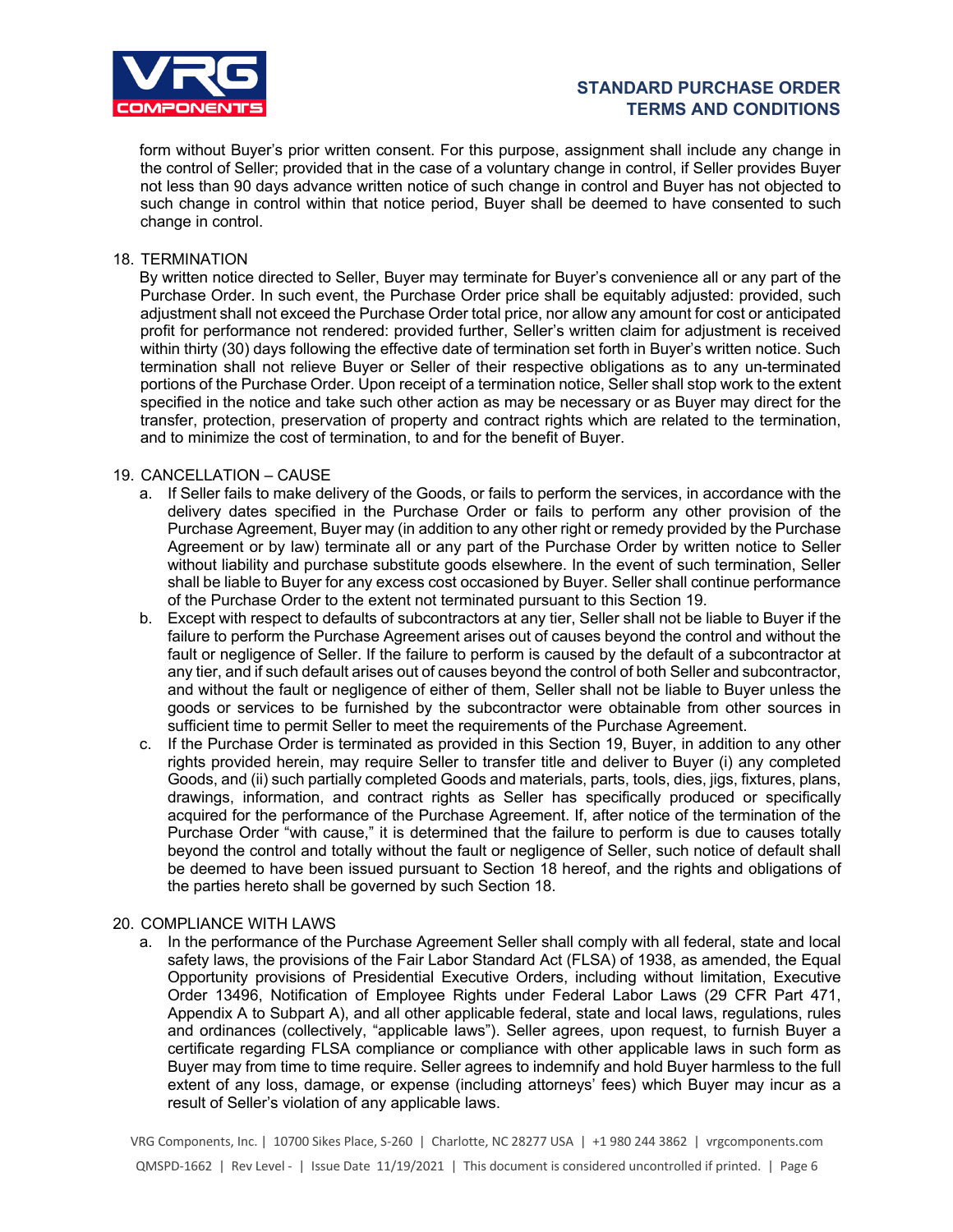form without Buyer's prior written consent. For this purpose, assignment shall include any change in the control of Seller; provided that in the case of a voluntary change in control, if Seller provides Buyer not less than 90 days advance written notice of such change in control and Buyer has not objected to such change in control within that notice period, Buyer shall be deemed to have consented to such change in control.

## 18. TERMINATION

By written notice directed to Seller, Buyer may terminate for Buyer's convenience all or any part of the Purchase Order. In such event, the Purchase Order price shall be equitably adjusted: provided, such adjustment shall not exceed the Purchase Order total price, nor allow any amount for cost or anticipated profit for performance not rendered: provided further, Seller's written claim for adjustment is received within thirty (30) days following the effective date of termination set forth in Buyer's written notice. Such termination shall not relieve Buyer or Seller of their respective obligations as to any un-terminated portions of the Purchase Order. Upon receipt of a termination notice, Seller shall stop work to the extent specified in the notice and take such other action as may be necessary or as Buyer may direct for the transfer, protection, preservation of property and contract rights which are related to the termination, and to minimize the cost of termination, to and for the benefit of Buyer.

## 19. CANCELLATION – CAUSE

a. If Seller fails to make delivery of the Goods, or fails to perform the services, in accordance with the delivery dates specified in the Purchase Order or fails to perform any other provision of the Purchase Agreement, Buyer may (in addition to any other right or remedy provided by the Purchase Agreement or by law) terminate all or any part of the Purchase Order by written notice to Seller without liability and purchase substitute goods elsewhere. In the event of such termination, Seller shall be liable to Buyer for any excess cost occasioned by Buyer. Seller shall continue performance of the Purchase Order to the extent not terminated pursuant to this Section 19.

b. Except with respect to defaults of subcontractors at any tier, Seller shall not be liable to Buyer if the failure to perform the Purchase Agreement arises out of causes beyond the control and without the fault or negligence of Seller. If the failure to perform is caused by the default of a subcontractor at any tier, and if such default arises out of causes beyond the control of both Seller and subcontractor, and without the fault or negligence of either of them, Seller shall not be liable to Buyer unless the goods or services to be furnished by the subcontractor were obtainable from other sources in sufficient time to permit Seller to meet the requirements of the Purchase Agreement.

c. If the Purchase Order is terminated as provided in this Section 19, Buyer, in addition to any other rights provided herein, may require Seller to transfer title and deliver to Buyer (i) any completed Goods, and (ii) such partially completed Goods and materials, parts, tools, dies, jigs, fixtures, plans, drawings, information, and contract rights as Seller has specifically produced or specifically acquired for the performance of the Purchase Agreement. If, after notice of the termination of the Purchase Order "with cause," it is determined that the failure to perform is due to causes totally beyond the control and totally without the fault or negligence of Seller, such notice of default shall be deemed to have been issued pursuant to Section 18 hereof, and the rights and obligations of the parties hereto shall be governed by such Section 18.

## 20. COMPLIANCE WITH LAWS

a. In the performance of the Purchase Agreement Seller shall comply with all federal, state and local safety laws, the provisions of the Fair Labor Standard Act (FLSA) of 1938, as amended, the Equal Opportunity provisions of Presidential Executive Orders, including without limitation, Executive Order 13496, Notification of Employee Rights under Federal Labor Laws (29 CFR Part 471, Appendix A to Subpart A), and all other applicable federal, state and local laws, regulations, rules and ordinances (collectively, "applicable laws"). Seller agrees, upon request, to furnish Buyer a certificate regarding FLSA compliance or compliance with other applicable laws in such form as Buyer may from time to time require. Seller agrees to indemnify and hold Buyer harmless to the full extent of any loss, damage, or expense (including attorneys' fees) which Buyer may incur as a result of Seller's violation of any applicable laws.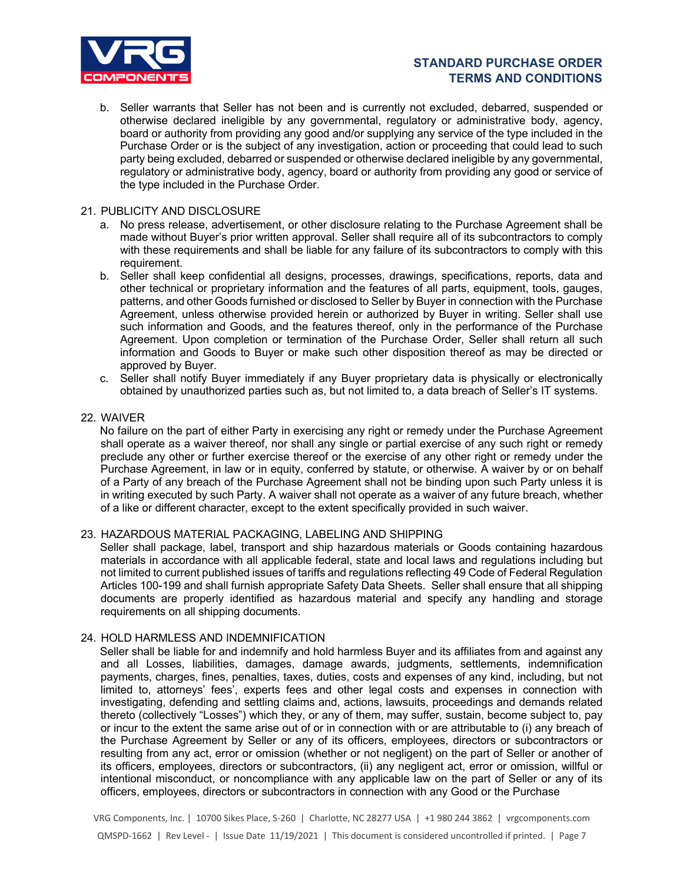b. Seller warrants that Seller has not been and is currently not excluded, debarred, suspended or otherwise declared ineligible by any governmental, regulatory or administrative body, agency, board or authority from providing any good and/or supplying any service of the type included in the Purchase Order or is the subject of any investigation, action or proceeding that could lead to such party being excluded, debarred or suspended or otherwise declared ineligible by any governmental, regulatory or administrative body, agency, board or authority from providing any good or service of the type included in the Purchase Order.

## 21. PUBLICITY AND DISCLOSURE

a. No press release, advertisement, or other disclosure relating to the Purchase Agreement shall be made without Buyer's prior written approval. Seller shall require all of its subcontractors to comply with these requirements and shall be liable for any failure of its subcontractors to comply with this requirement.

b. Seller shall keep confidential all designs, processes, drawings, specifications, reports, data and other technical or proprietary information and the features of all parts, equipment, tools, gauges, patterns, and other Goods furnished or disclosed to Seller by Buyer in connection with the Purchase Agreement, unless otherwise provided herein or authorized by Buyer in writing. Seller shall use such information and Goods, and the features thereof, only in the performance of the Purchase Agreement. Upon completion or termination of the Purchase Order, Seller shall return all such information and Goods to Buyer or make such other disposition thereof as may be directed or approved by Buyer.

c. Seller shall notify Buyer immediately if any Buyer proprietary data is physically or electronically obtained by unauthorized parties such as, but not limited to, a data breach of Seller's IT systems.

## 22. WAIVER

No failure on the part of either Party in exercising any right or remedy under the Purchase Agreement shall operate as a waiver thereof, nor shall any single or partial exercise of any such right or remedy preclude any other or further exercise thereof or the exercise of any other right or remedy under the Purchase Agreement, in law or in equity, conferred by statute, or otherwise. A waiver by or on behalf of a Party of any breach of the Purchase Agreement shall not be binding upon such Party unless it is in writing executed by such Party. A waiver shall not operate as a waiver of any future breach, whether of a like or different character, except to the extent specifically provided in such waiver.

## 23. HAZARDOUS MATERIAL PACKAGING, LABELING AND SHIPPING

Seller shall package, label, transport and ship hazardous materials or Goods containing hazardous materials in accordance with all applicable federal, state and local laws and regulations including but not limited to current published issues of tariffs and regulations reflecting 49 Code of Federal Regulation Articles 100-199 and shall furnish appropriate Safety Data Sheets. Seller shall ensure that all shipping documents are properly identified as hazardous material and specify any handling and storage requirements on all shipping documents.

## 24. HOLD HARMLESS AND INDEMNIFICATION

Seller shall be liable for and indemnify and hold harmless Buyer and its affiliates from and against any and all Losses, liabilities, damages, damage awards, judgments, settlements, indemnification payments, charges, fines, penalties, taxes, duties, costs and expenses of any kind, including, but not limited to, attorneys' fees', experts fees and other legal costs and expenses in connection with investigating, defending and settling claims and, actions, lawsuits, proceedings and demands related thereto (collectively "Losses") which they, or any of them, may suffer, sustain, become subject to, pay or incur to the extent the same arise out of or in connection with or are attributable to (i) any breach of the Purchase Agreement by Seller or any of its officers, employees, directors or subcontractors or resulting from any act, error or omission (whether or not negligent) on the part of Seller or another of its officers, employees, directors or subcontractors, (ii) any negligent act, error or omission, willful or intentional misconduct, or noncompliance with any applicable law on the part of Seller or any of its officers, employees, directors or subcontractors in connection with any Good or the Purchase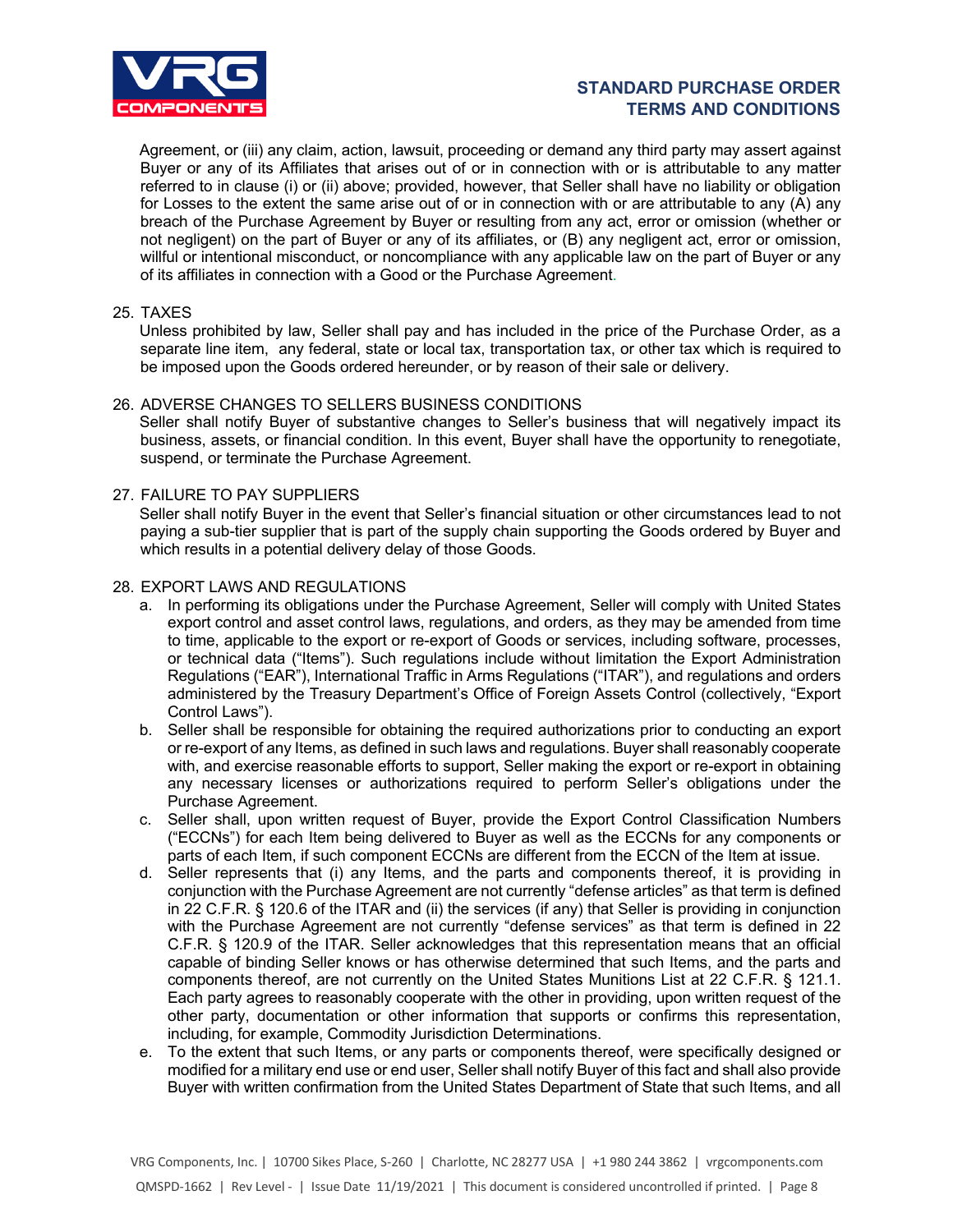Agreement, or (iii) any claim, action, lawsuit, proceeding or demand any third party may assert against Buyer or any of its Affiliates that arises out of or in connection with or is attributable to any matter referred to in clause (i) or (ii) above; provided, however, that Seller shall have no liability or obligation for Losses to the extent the same arise out of or in connection with or are attributable to any (A) any breach of the Purchase Agreement by Buyer or resulting from any act, error or omission (whether or not negligent) on the part of Buyer or any of its affiliates, or (B) any negligent act, error or omission, willful or intentional misconduct, or noncompliance with any applicable law on the part of Buyer or any of its affiliates in connection with a Good or the Purchase Agreement.

25. TAXES

Unless prohibited by law, Seller shall pay and has included in the price of the Purchase Order, as a separate line item, any federal, state or local tax, transportation tax, or other tax which is required to be imposed upon the Goods ordered hereunder, or by reason of their sale or delivery.

26. ADVERSE CHANGES TO SELLERS BUSINESS CONDITIONS

Seller shall notify Buyer of substantive changes to Seller's business that will negatively impact its business, assets, or financial condition. In this event, Buyer shall have the opportunity to renegotiate, suspend, or terminate the Purchase Agreement.

27. FAILURE TO PAY SUPPLIERS

Seller shall notify Buyer in the event that Seller's financial situation or other circumstances lead to not paying a sub-tier supplier that is part of the supply chain supporting the Goods ordered by Buyer and which results in a potential delivery delay of those Goods.

28. EXPORT LAWS AND REGULATIONS

a. In performing its obligations under the Purchase Agreement, Seller will comply with United States export control and asset control laws, regulations, and orders, as they may be amended from time to time, applicable to the export or re-export of Goods or services, including software, processes, or technical data ("Items"). Such regulations include without limitation the Export Administration Regulations ("EAR"), International Traffic in Arms Regulations ("ITAR"), and regulations and orders administered by the Treasury Department's Office of Foreign Assets Control (collectively, "Export Control Laws").

b. Seller shall be responsible for obtaining the required authorizations prior to conducting an export or re-export of any Items, as defined in such laws and regulations. Buyer shall reasonably cooperate with, and exercise reasonable efforts to support, Seller making the export or re-export in obtaining any necessary licenses or authorizations required to perform Seller's obligations under the Purchase Agreement.

c. Seller shall, upon written request of Buyer, provide the Export Control Classification Numbers ("ECCNs") for each Item being delivered to Buyer as well as the ECCNs for any components or parts of each Item, if such component ECCNs are different from the ECCN of the Item at issue.

d. Seller represents that (i) any Items, and the parts and components thereof, it is providing in conjunction with the Purchase Agreement are not currently "defense articles" as that term is defined in 22 C.F.R. § 120.6 of the ITAR and (ii) the services (if any) that Seller is providing in conjunction with the Purchase Agreement are not currently "defense services" as that term is defined in 22 C.F.R. § 120.9 of the ITAR. Seller acknowledges that this representation means that an official capable of binding Seller knows or has otherwise determined that such Items, and the parts and components thereof, are not currently on the United States Munitions List at 22 C.F.R. § 121.1. Each party agrees to reasonably cooperate with the other in providing, upon written request of the other party, documentation or other information that supports or confirms this representation, including, for example, Commodity Jurisdiction Determinations.

e. To the extent that such Items, or any parts or components thereof, were specifically designed or modified for a military end use or end user, Seller shall notify Buyer of this fact and shall also provide Buyer with written confirmation from the United States Department of State that such Items, and all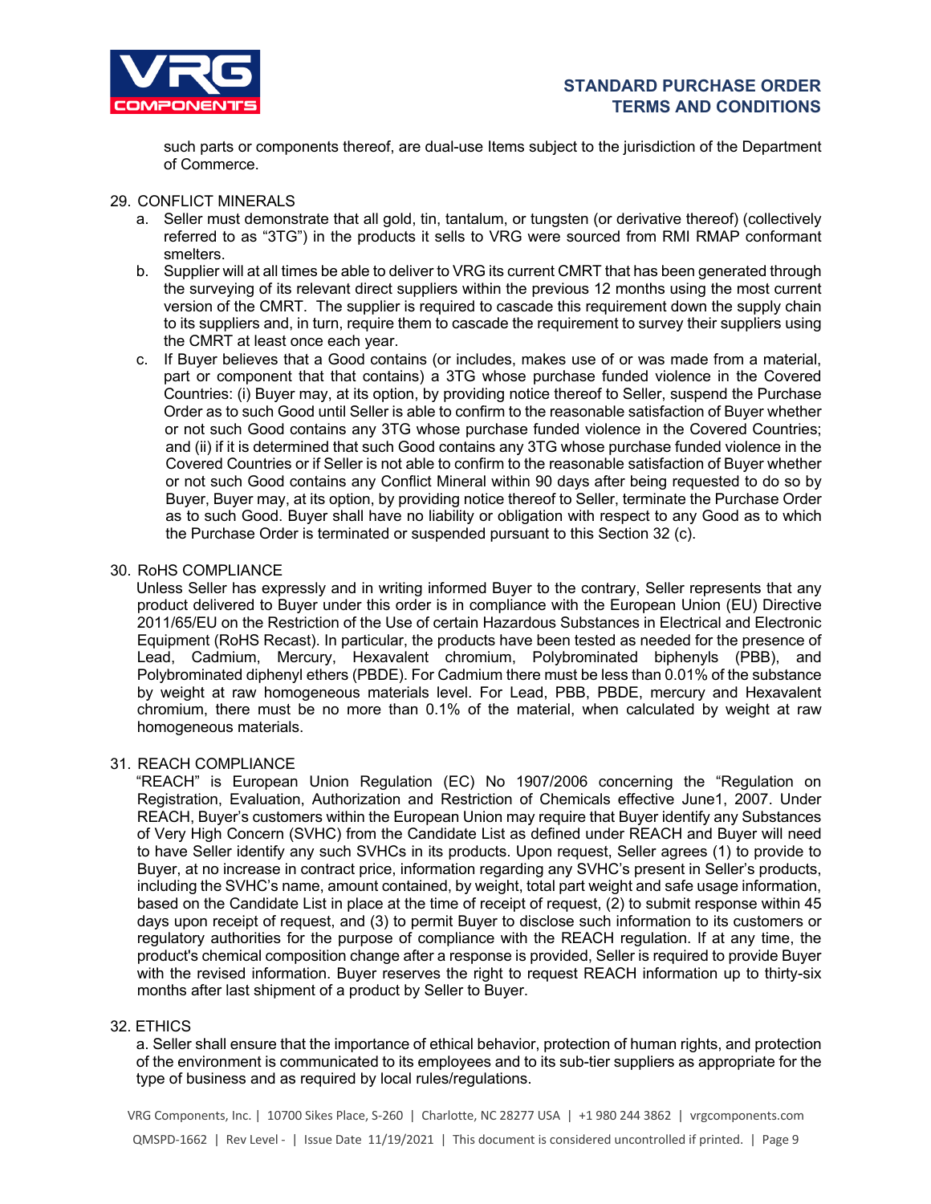such parts or components thereof, are dual-use Items subject to the jurisdiction of the Department of Commerce.

29. CONFLICT MINERALS

   a. Seller must demonstrate that all gold, tin, tantalum, or tungsten (or derivative thereof) (collectively referred to as "3TG") in the products it sells to VRG were sourced from RMI RMAP conformant smelters.

   b. Supplier will at all times be able to deliver to VRG its current CMRT that has been generated through the surveying of its relevant direct suppliers within the previous 12 months using the most current version of the CMRT. The supplier is required to cascade this requirement down the supply chain to its suppliers and, in turn, require them to cascade the requirement to survey their suppliers using the CMRT at least once each year.

   c. If Buyer believes that a Good contains (or includes, makes use of or was made from a material, part or component that that contains) a 3TG whose purchase funded violence in the Covered Countries: (i) Buyer may, at its option, by providing notice thereof to Seller, suspend the Purchase Order as to such Good until Seller is able to confirm to the reasonable satisfaction of Buyer whether or not such Good contains any 3TG whose purchase funded violence in the Covered Countries; and (ii) if it is determined that such Good contains any 3TG whose purchase funded violence in the Covered Countries or if Seller is not able to confirm to the reasonable satisfaction of Buyer whether or not such Good contains any Conflict Mineral within 90 days after being requested to do so by Buyer, Buyer may, at its option, by providing notice thereof to Seller, terminate the Purchase Order as to such Good. Buyer shall have no liability or obligation with respect to any Good as to which the Purchase Order is terminated or suspended pursuant to this Section 32 (c).

30. RoHS COMPLIANCE

Unless Seller has expressly and in writing informed Buyer to the contrary, Seller represents that any product delivered to Buyer under this order is in compliance with the European Union (EU) Directive 2011/65/EU on the Restriction of the Use of certain Hazardous Substances in Electrical and Electronic Equipment (RoHS Recast). In particular, the products have been tested as needed for the presence of Lead, Cadmium, Mercury, Hexavalent chromium, Polybrominated biphenyls (PBB), and Polybrominated diphenyl ethers (PBDE). For Cadmium there must be less than 0.01% of the substance by weight at raw homogeneous materials level. For Lead, PBB, PBDE, mercury and Hexavalent chromium, there must be no more than 0.1% of the material, when calculated by weight at raw homogeneous materials.

31. REACH COMPLIANCE

"REACH" is European Union Regulation (EC) No 1907/2006 concerning the "Regulation on Registration, Evaluation, Authorization and Restriction of Chemicals effective June1, 2007. Under REACH, Buyer's customers within the European Union may require that Buyer identify any Substances of Very High Concern (SVHC) from the Candidate List as defined under REACH and Buyer will need to have Seller identify any such SVHCs in its products. Upon request, Seller agrees (1) to provide to Buyer, at no increase in contract price, information regarding any SVHC's present in Seller's products, including the SVHC's name, amount contained, by weight, total part weight and safe usage information, based on the Candidate List in place at the time of receipt of request, (2) to submit response within 45 days upon receipt of request, and (3) to permit Buyer to disclose such information to its customers or regulatory authorities for the purpose of compliance with the REACH regulation. If at any time, the product's chemical composition change after a response is provided, Seller is required to provide Buyer with the revised information. Buyer reserves the right to request REACH information up to thirty-six months after last shipment of a product by Seller to Buyer.

32. ETHICS

a. Seller shall ensure that the importance of ethical behavior, protection of human rights, and protection of the environment is communicated to its employees and to its sub-tier suppliers as appropriate for the type of business and as required by local rules/regulations.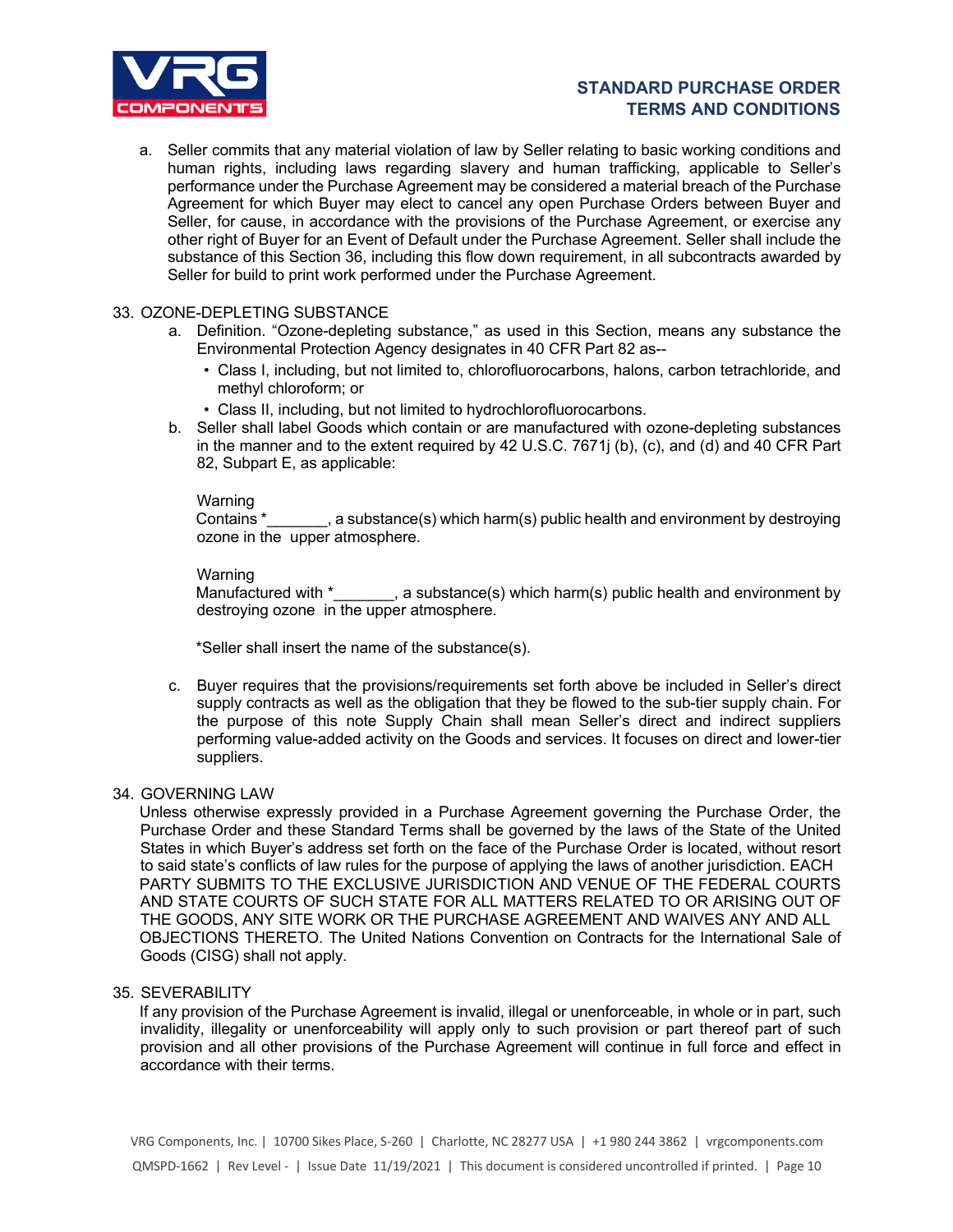a. Seller commits that any material violation of law by Seller relating to basic working conditions and human rights, including laws regarding slavery and human trafficking, applicable to Seller's performance under the Purchase Agreement may be considered a material breach of the Purchase Agreement for which Buyer may elect to cancel any open Purchase Orders between Buyer and Seller, for cause, in accordance with the provisions of the Purchase Agreement, or exercise any other right of Buyer for an Event of Default under the Purchase Agreement. Seller shall include the substance of this Section 36, including this flow down requirement, in all subcontracts awarded by Seller for build to print work performed under the Purchase Agreement.

33. OZONE-DEPLETING SUBSTANCE

a. Definition. "Ozone-depleting substance," as used in this Section, means any substance the Environmental Protection Agency designates in 40 CFR Part 82 as--
   - Class I, including, but not limited to, chlorofluorocarbons, halons, carbon tetrachloride, and methyl chloroform; or
   - Class II, including, but not limited to hydrochlorofluorocarbons.

b. Seller shall label Goods which contain or are manufactured with ozone-depleting substances in the manner and to the extent required by 42 U.S.C. 7671j (b), (c), and (d) and 40 CFR Part 82, Subpart E, as applicable:

   Warning
   Contains *_______, a substance(s) which harm(s) public health and environment by destroying ozone in the upper atmosphere.

   Warning
   Manufactured with *_______, a substance(s) which harm(s) public health and environment by destroying ozone in the upper atmosphere.

   *Seller shall insert the name of the substance(s).

c. Buyer requires that the provisions/requirements set forth above be included in Seller's direct supply contracts as well as the obligation that they be flowed to the sub-tier supply chain. For the purpose of this note Supply Chain shall mean Seller's direct and indirect suppliers performing value-added activity on the Goods and services. It focuses on direct and lower-tier suppliers.

34. GOVERNING LAW

Unless otherwise expressly provided in a Purchase Agreement governing the Purchase Order, the Purchase Order and these Standard Terms shall be governed by the laws of the State of the United States in which Buyer's address set forth on the face of the Purchase Order is located, without resort to said state's conflicts of law rules for the purpose of applying the laws of another jurisdiction. EACH PARTY SUBMITS TO THE EXCLUSIVE JURISDICTION AND VENUE OF THE FEDERAL COURTS AND STATE COURTS OF SUCH STATE FOR ALL MATTERS RELATED TO OR ARISING OUT OF THE GOODS, ANY SITE WORK OR THE PURCHASE AGREEMENT AND WAIVES ANY AND ALL OBJECTIONS THERETO. The United Nations Convention on Contracts for the International Sale of Goods (CISG) shall not apply.

35. SEVERABILITY

If any provision of the Purchase Agreement is invalid, illegal or unenforceable, in whole or in part, such invalidity, illegality or unenforceability will apply only to such provision or part thereof part of such provision and all other provisions of the Purchase Agreement will continue in full force and effect in accordance with their terms.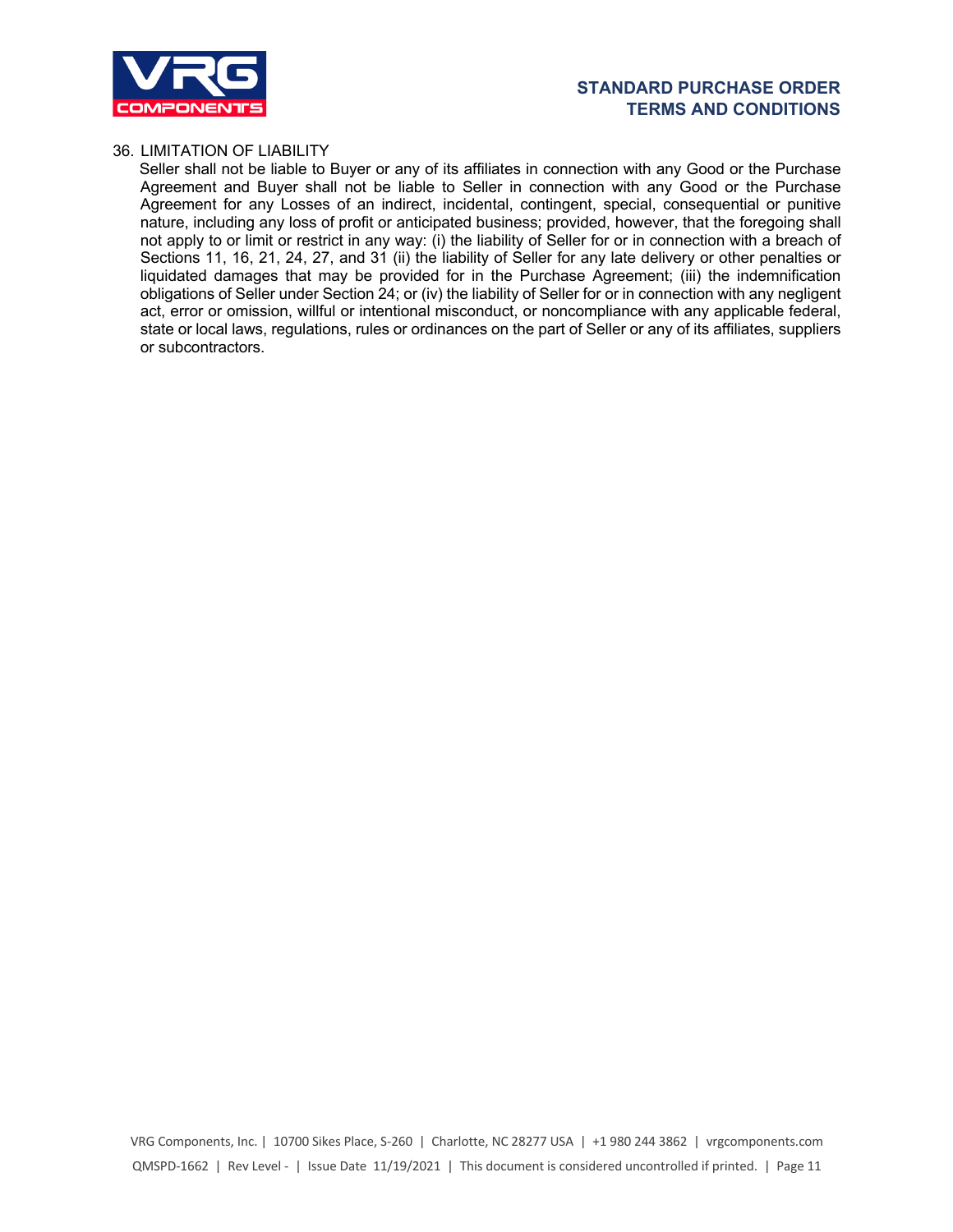36. LIMITATION OF LIABILITY

Seller shall not be liable to Buyer or any of its affiliates in connection with any Good or the Purchase Agreement and Buyer shall not be liable to Seller in connection with any Good or the Purchase Agreement for any Losses of an indirect, incidental, contingent, special, consequential or punitive nature, including any loss of profit or anticipated business; provided, however, that the foregoing shall not apply to or limit or restrict in any way: (i) the liability of Seller for or in connection with a breach of Sections 11, 16, 21, 24, 27, and 31 (ii) the liability of Seller for any late delivery or other penalties or liquidated damages that may be provided for in the Purchase Agreement; (iii) the indemnification obligations of Seller under Section 24; or (iv) the liability of Seller for or in connection with any negligent act, error or omission, willful or intentional misconduct, or noncompliance with any applicable federal, state or local laws, regulations, rules or ordinances on the part of Seller or any of its affiliates, suppliers or subcontractors.